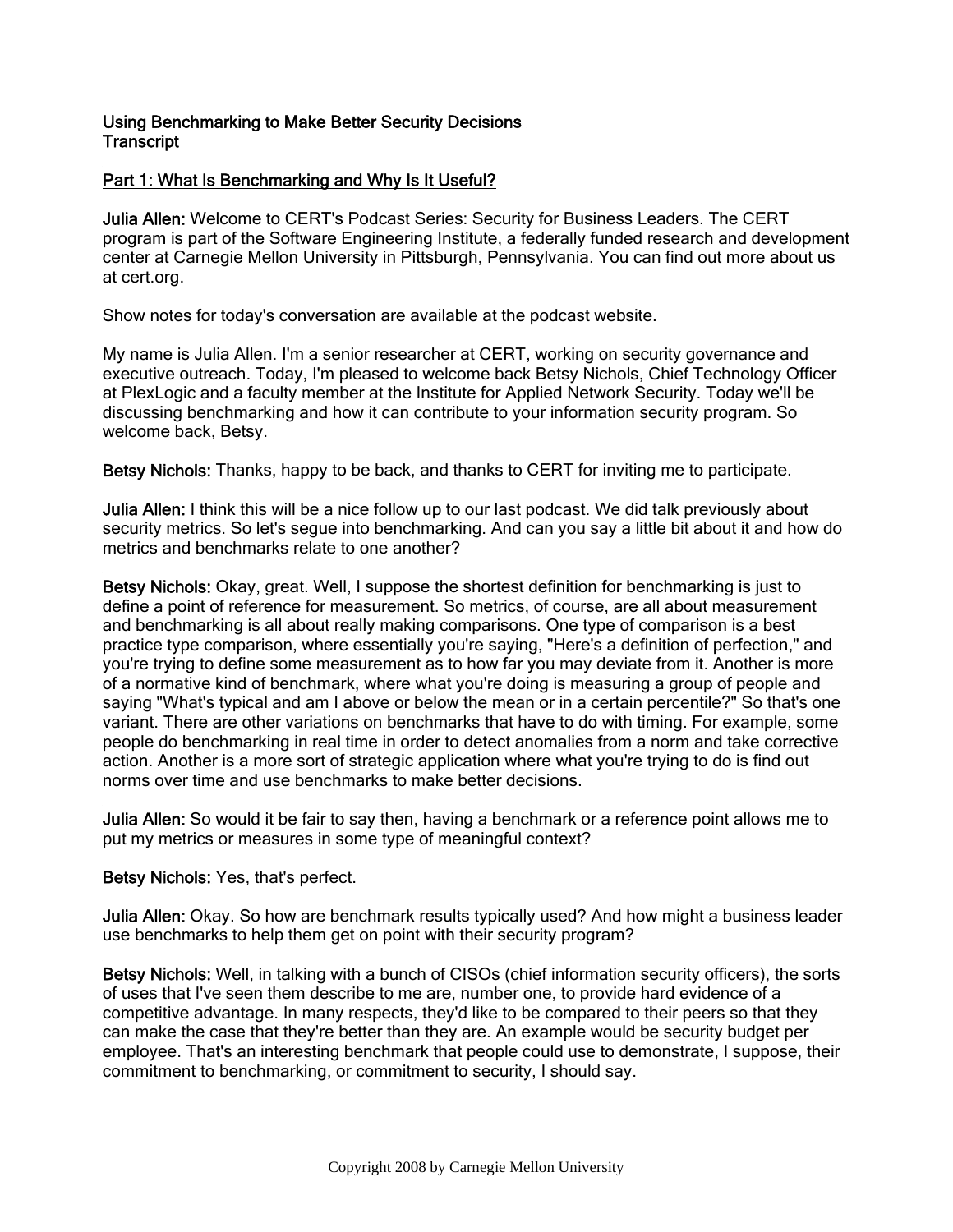# Using Benchmarking to Make Better Security Decisions
Transcript

## Part 1: What Is Benchmarking and Why Is It Useful?

**Julia Allen:** Welcome to CERT's Podcast Series: Security for Business Leaders. The CERT program is part of the Software Engineering Institute, a federally funded research and development center at Carnegie Mellon University in Pittsburgh, Pennsylvania. You can find out more about us at cert.org.

Show notes for today's conversation are available at the podcast website.

My name is Julia Allen. I'm a senior researcher at CERT, working on security governance and executive outreach. Today, I'm pleased to welcome back Betsy Nichols, Chief Technology Officer at PlexLogic and a faculty member at the Institute for Applied Network Security. Today we'll be discussing benchmarking and how it can contribute to your information security program. So welcome back, Betsy.

**Betsy Nichols:** Thanks, happy to be back, and thanks to CERT for inviting me to participate.

**Julia Allen:** I think this will be a nice follow up to our last podcast. We did talk previously about security metrics. So let's segue into benchmarking. And can you say a little bit about it and how do metrics and benchmarks relate to one another?

**Betsy Nichols:** Okay, great. Well, I suppose the shortest definition for benchmarking is just to define a point of reference for measurement. So metrics, of course, are all about measurement and benchmarking is all about really making comparisons. One type of comparison is a best practice type comparison, where essentially you're saying, "Here's a definition of perfection," and you're trying to define some measurement as to how far you may deviate from it. Another is more of a normative kind of benchmark, where what you're doing is measuring a group of people and saying "What's typical and am I above or below the mean or in a certain percentile?" So that's one variant. There are other variations on benchmarks that have to do with timing. For example, some people do benchmarking in real time in order to detect anomalies from a norm and take corrective action. Another is a more sort of strategic application where what you're trying to do is find out norms over time and use benchmarks to make better decisions.

**Julia Allen:** So would it be fair to say then, having a benchmark or a reference point allows me to put my metrics or measures in some type of meaningful context?

**Betsy Nichols:** Yes, that's perfect.

**Julia Allen:** Okay. So how are benchmark results typically used? And how might a business leader use benchmarks to help them get on point with their security program?

**Betsy Nichols:** Well, in talking with a bunch of CISOs (chief information security officers), the sorts of uses that I've seen them describe to me are, number one, to provide hard evidence of a competitive advantage. In many respects, they'd like to be compared to their peers so that they can make the case that they're better than they are. An example would be security budget per employee. That's an interesting benchmark that people could use to demonstrate, I suppose, their commitment to benchmarking, or commitment to security, I should say.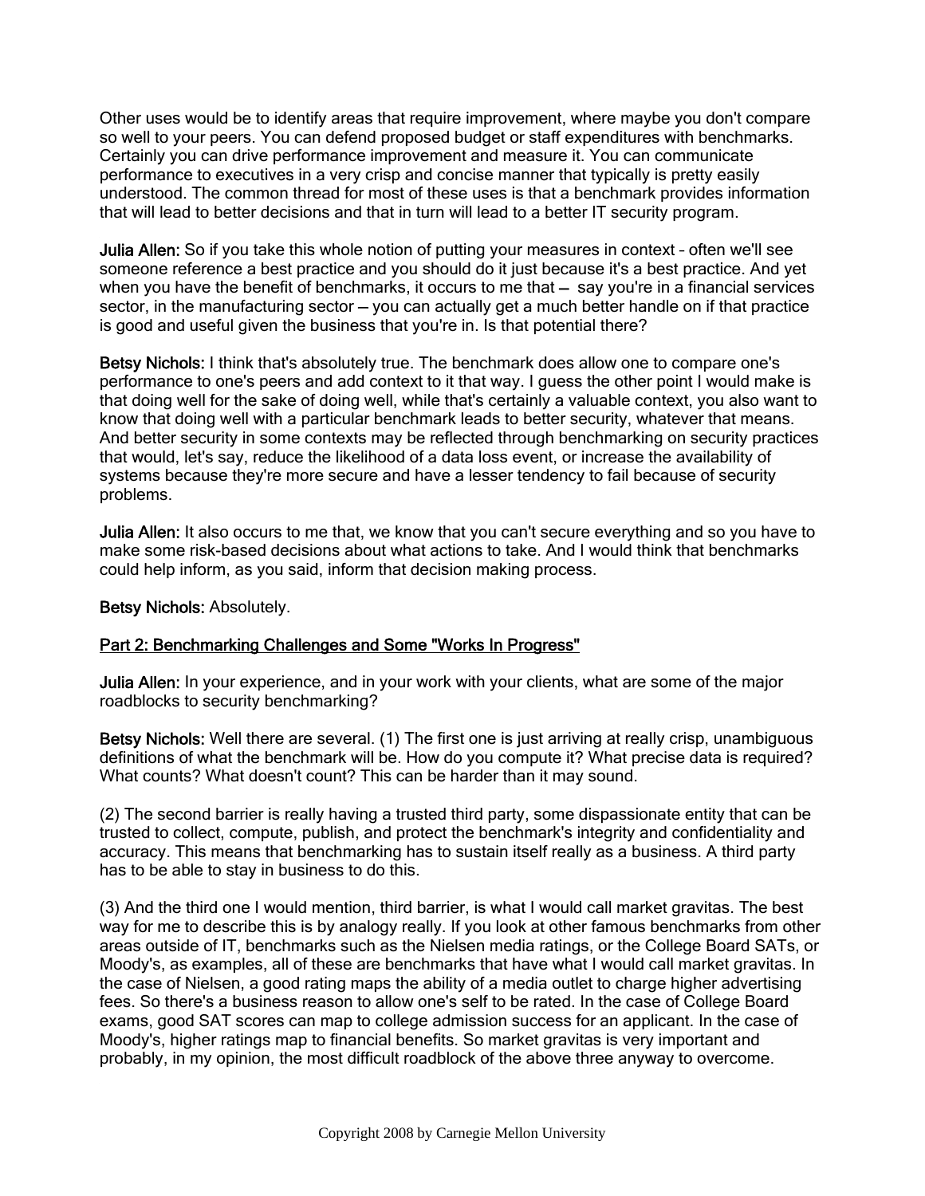Other uses would be to identify areas that require improvement, where maybe you don't compare so well to your peers. You can defend proposed budget or staff expenditures with benchmarks. Certainly you can drive performance improvement and measure it. You can communicate performance to executives in a very crisp and concise manner that typically is pretty easily understood. The common thread for most of these uses is that a benchmark provides information that will lead to better decisions and that in turn will lead to a better IT security program.

**Julia Allen:** So if you take this whole notion of putting your measures in context – often we'll see someone reference a best practice and you should do it just because it's a best practice. And yet when you have the benefit of benchmarks, it occurs to me that — say you're in a financial services sector, in the manufacturing sector — you can actually get a much better handle on if that practice is good and useful given the business that you're in. Is that potential there?

**Betsy Nichols:** I think that's absolutely true. The benchmark does allow one to compare one's performance to one's peers and add context to it that way. I guess the other point I would make is that doing well for the sake of doing well, while that's certainly a valuable context, you also want to know that doing well with a particular benchmark leads to better security, whatever that means. And better security in some contexts may be reflected through benchmarking on security practices that would, let's say, reduce the likelihood of a data loss event, or increase the availability of systems because they're more secure and have a lesser tendency to fail because of security problems.

**Julia Allen:** It also occurs to me that, we know that you can't secure everything and so you have to make some risk-based decisions about what actions to take. And I would think that benchmarks could help inform, as you said, inform that decision making process.

**Betsy Nichols:** Absolutely.

## Part 2: Benchmarking Challenges and Some "Works In Progress"

**Julia Allen:** In your experience, and in your work with your clients, what are some of the major roadblocks to security benchmarking?

**Betsy Nichols:** Well there are several. (1) The first one is just arriving at really crisp, unambiguous definitions of what the benchmark will be. How do you compute it? What precise data is required? What counts? What doesn't count? This can be harder than it may sound.

(2) The second barrier is really having a trusted third party, some dispassionate entity that can be trusted to collect, compute, publish, and protect the benchmark's integrity and confidentiality and accuracy. This means that benchmarking has to sustain itself really as a business. A third party has to be able to stay in business to do this.

(3) And the third one I would mention, third barrier, is what I would call market gravitas. The best way for me to describe this is by analogy really. If you look at other famous benchmarks from other areas outside of IT, benchmarks such as the Nielsen media ratings, or the College Board SATs, or Moody's, as examples, all of these are benchmarks that have what I would call market gravitas. In the case of Nielsen, a good rating maps the ability of a media outlet to charge higher advertising fees. So there's a business reason to allow one's self to be rated. In the case of College Board exams, good SAT scores can map to college admission success for an applicant. In the case of Moody's, higher ratings map to financial benefits. So market gravitas is very important and probably, in my opinion, the most difficult roadblock of the above three anyway to overcome.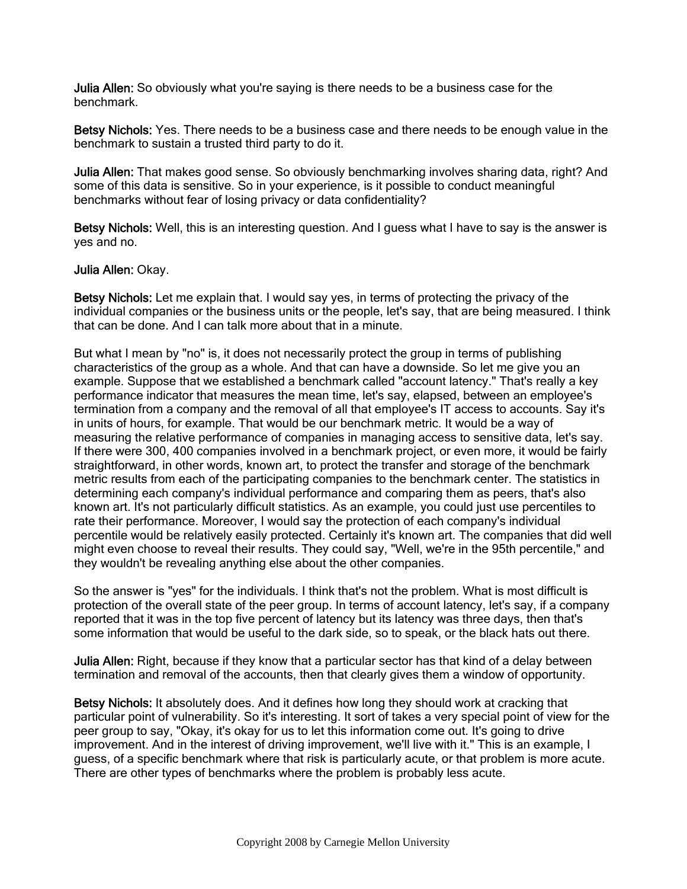**Julia Allen:** So obviously what you're saying is there needs to be a business case for the benchmark.

**Betsy Nichols:** Yes. There needs to be a business case and there needs to be enough value in the benchmark to sustain a trusted third party to do it.

**Julia Allen:** That makes good sense. So obviously benchmarking involves sharing data, right? And some of this data is sensitive. So in your experience, is it possible to conduct meaningful benchmarks without fear of losing privacy or data confidentiality?

**Betsy Nichols:** Well, this is an interesting question. And I guess what I have to say is the answer is yes and no.

**Julia Allen:** Okay.

**Betsy Nichols:** Let me explain that. I would say yes, in terms of protecting the privacy of the individual companies or the business units or the people, let's say, that are being measured. I think that can be done. And I can talk more about that in a minute.

But what I mean by "no" is, it does not necessarily protect the group in terms of publishing characteristics of the group as a whole. And that can have a downside. So let me give you an example. Suppose that we established a benchmark called "account latency." That's really a key performance indicator that measures the mean time, let's say, elapsed, between an employee's termination from a company and the removal of all that employee's IT access to accounts. Say it's in units of hours, for example. That would be our benchmark metric. It would be a way of measuring the relative performance of companies in managing access to sensitive data, let's say. If there were 300, 400 companies involved in a benchmark project, or even more, it would be fairly straightforward, in other words, known art, to protect the transfer and storage of the benchmark metric results from each of the participating companies to the benchmark center. The statistics in determining each company's individual performance and comparing them as peers, that's also known art. It's not particularly difficult statistics. As an example, you could just use percentiles to rate their performance. Moreover, I would say the protection of each company's individual percentile would be relatively easily protected. Certainly it's known art. The companies that did well might even choose to reveal their results. They could say, "Well, we're in the 95th percentile," and they wouldn't be revealing anything else about the other companies.

So the answer is "yes" for the individuals. I think that's not the problem. What is most difficult is protection of the overall state of the peer group. In terms of account latency, let's say, if a company reported that it was in the top five percent of latency but its latency was three days, then that's some information that would be useful to the dark side, so to speak, or the black hats out there.

**Julia Allen:** Right, because if they know that a particular sector has that kind of a delay between termination and removal of the accounts, then that clearly gives them a window of opportunity.

**Betsy Nichols:** It absolutely does. And it defines how long they should work at cracking that particular point of vulnerability. So it's interesting. It sort of takes a very special point of view for the peer group to say, "Okay, it's okay for us to let this information come out. It's going to drive improvement. And in the interest of driving improvement, we'll live with it." This is an example, I guess, of a specific benchmark where that risk is particularly acute, or that problem is more acute. There are other types of benchmarks where the problem is probably less acute.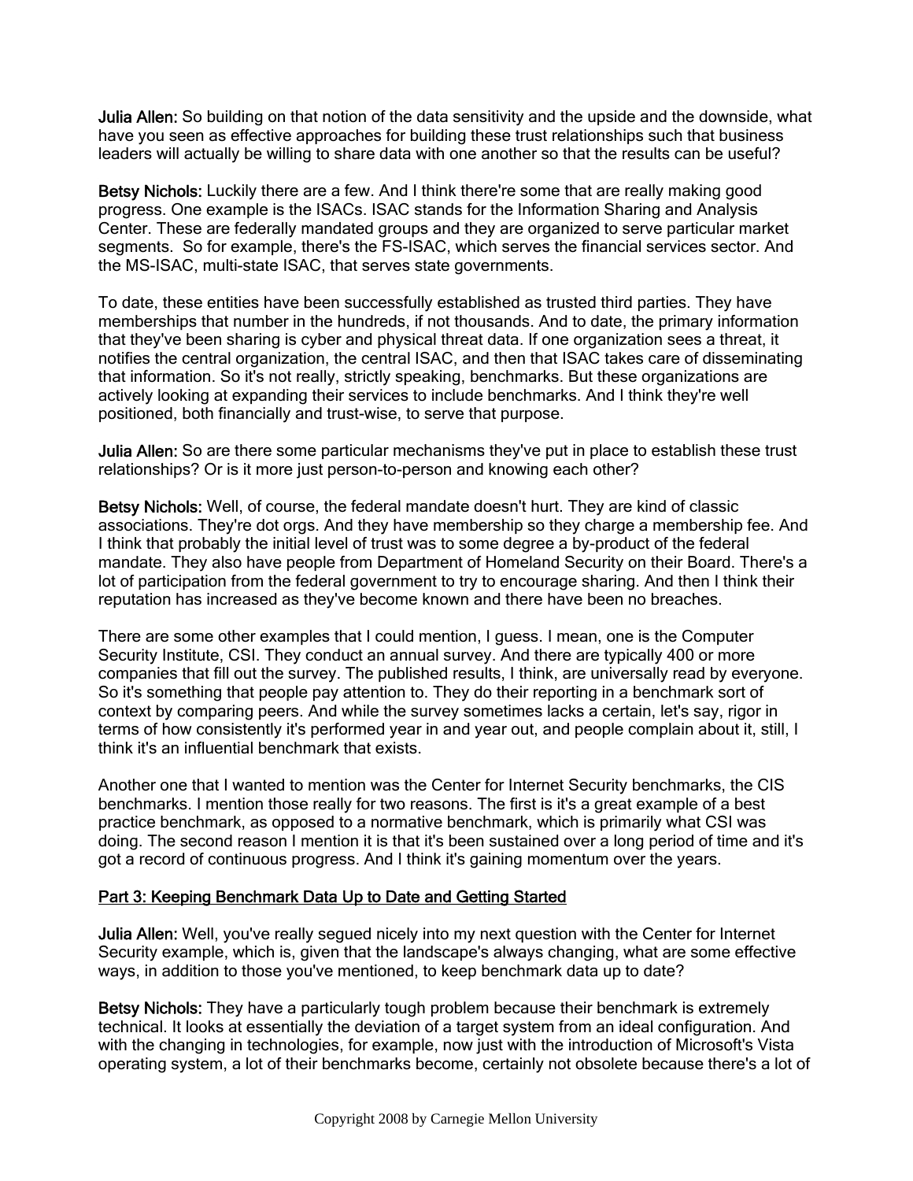**Julia Allen:** So building on that notion of the data sensitivity and the upside and the downside, what have you seen as effective approaches for building these trust relationships such that business leaders will actually be willing to share data with one another so that the results can be useful?

**Betsy Nichols:** Luckily there are a few. And I think there're some that are really making good progress. One example is the ISACs. ISAC stands for the Information Sharing and Analysis Center. These are federally mandated groups and they are organized to serve particular market segments. So for example, there's the FS-ISAC, which serves the financial services sector. And the MS-ISAC, multi-state ISAC, that serves state governments.

To date, these entities have been successfully established as trusted third parties. They have memberships that number in the hundreds, if not thousands. And to date, the primary information that they've been sharing is cyber and physical threat data. If one organization sees a threat, it notifies the central organization, the central ISAC, and then that ISAC takes care of disseminating that information. So it's not really, strictly speaking, benchmarks. But these organizations are actively looking at expanding their services to include benchmarks. And I think they're well positioned, both financially and trust-wise, to serve that purpose.

**Julia Allen:** So are there some particular mechanisms they've put in place to establish these trust relationships? Or is it more just person-to-person and knowing each other?

**Betsy Nichols:** Well, of course, the federal mandate doesn't hurt. They are kind of classic associations. They're dot orgs. And they have membership so they charge a membership fee. And I think that probably the initial level of trust was to some degree a by-product of the federal mandate. They also have people from Department of Homeland Security on their Board. There's a lot of participation from the federal government to try to encourage sharing. And then I think their reputation has increased as they've become known and there have been no breaches.

There are some other examples that I could mention, I guess. I mean, one is the Computer Security Institute, CSI. They conduct an annual survey. And there are typically 400 or more companies that fill out the survey. The published results, I think, are universally read by everyone. So it's something that people pay attention to. They do their reporting in a benchmark sort of context by comparing peers. And while the survey sometimes lacks a certain, let's say, rigor in terms of how consistently it's performed year in and year out, and people complain about it, still, I think it's an influential benchmark that exists.

Another one that I wanted to mention was the Center for Internet Security benchmarks, the CIS benchmarks. I mention those really for two reasons. The first is it's a great example of a best practice benchmark, as opposed to a normative benchmark, which is primarily what CSI was doing. The second reason I mention it is that it's been sustained over a long period of time and it's got a record of continuous progress. And I think it's gaining momentum over the years.

## Part 3: Keeping Benchmark Data Up to Date and Getting Started

**Julia Allen:** Well, you've really segued nicely into my next question with the Center for Internet Security example, which is, given that the landscape's always changing, what are some effective ways, in addition to those you've mentioned, to keep benchmark data up to date?

**Betsy Nichols:** They have a particularly tough problem because their benchmark is extremely technical. It looks at essentially the deviation of a target system from an ideal configuration. And with the changing in technologies, for example, now just with the introduction of Microsoft's Vista operating system, a lot of their benchmarks become, certainly not obsolete because there's a lot of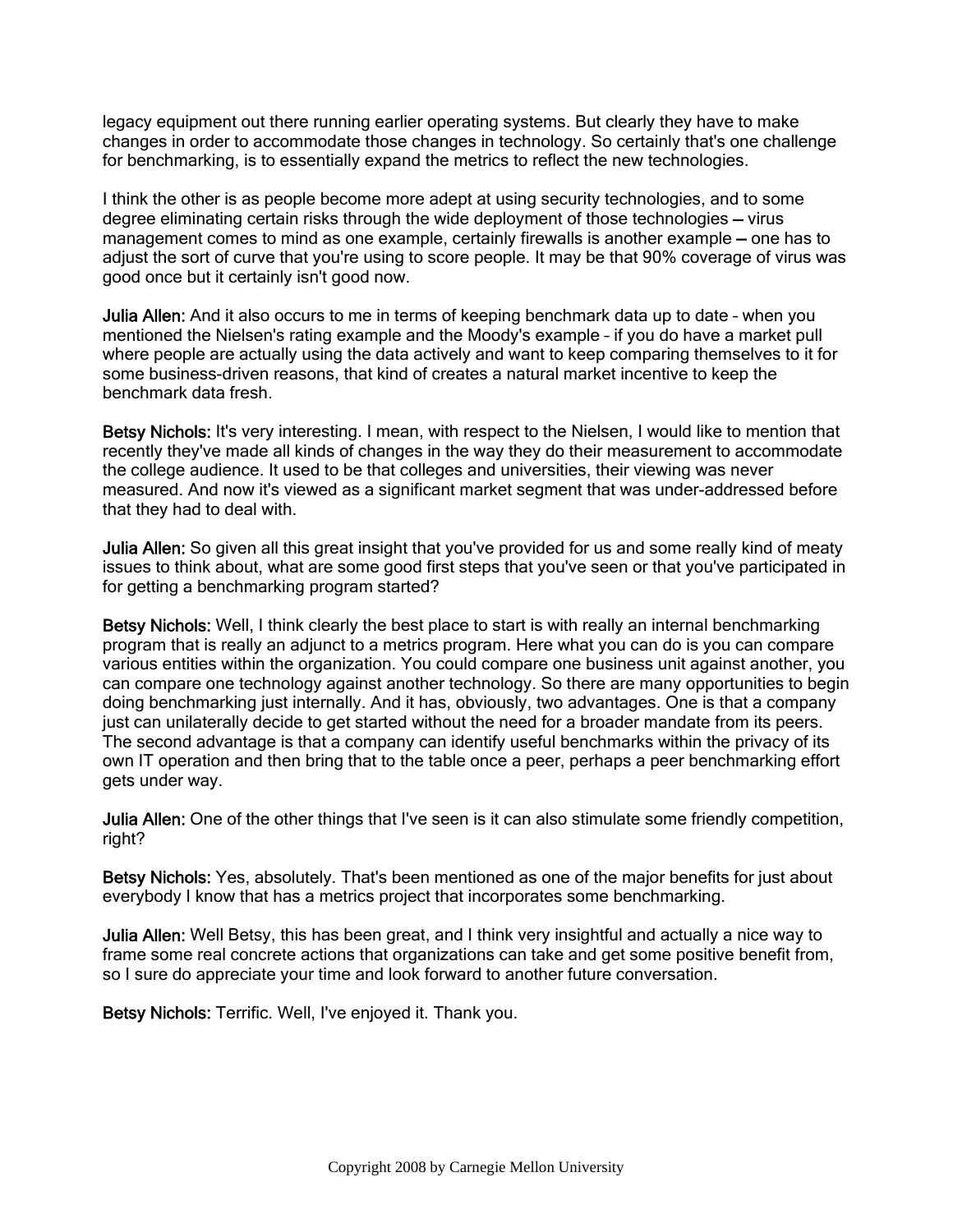legacy equipment out there running earlier operating systems. But clearly they have to make changes in order to accommodate those changes in technology. So certainly that's one challenge for benchmarking, is to essentially expand the metrics to reflect the new technologies.

I think the other is as people become more adept at using security technologies, and to some degree eliminating certain risks through the wide deployment of those technologies — virus management comes to mind as one example, certainly firewalls is another example — one has to adjust the sort of curve that you're using to score people. It may be that 90% coverage of virus was good once but it certainly isn't good now.

**Julia Allen:** And it also occurs to me in terms of keeping benchmark data up to date – when you mentioned the Nielsen's rating example and the Moody's example – if you do have a market pull where people are actually using the data actively and want to keep comparing themselves to it for some business-driven reasons, that kind of creates a natural market incentive to keep the benchmark data fresh.

**Betsy Nichols:** It's very interesting. I mean, with respect to the Nielsen, I would like to mention that recently they've made all kinds of changes in the way they do their measurement to accommodate the college audience. It used to be that colleges and universities, their viewing was never measured. And now it's viewed as a significant market segment that was under-addressed before that they had to deal with.

**Julia Allen:** So given all this great insight that you've provided for us and some really kind of meaty issues to think about, what are some good first steps that you've seen or that you've participated in for getting a benchmarking program started?

**Betsy Nichols:** Well, I think clearly the best place to start is with really an internal benchmarking program that is really an adjunct to a metrics program. Here what you can do is you can compare various entities within the organization. You could compare one business unit against another, you can compare one technology against another technology. So there are many opportunities to begin doing benchmarking just internally. And it has, obviously, two advantages. One is that a company just can unilaterally decide to get started without the need for a broader mandate from its peers. The second advantage is that a company can identify useful benchmarks within the privacy of its own IT operation and then bring that to the table once a peer, perhaps a peer benchmarking effort gets under way.

**Julia Allen:** One of the other things that I've seen is it can also stimulate some friendly competition, right?

**Betsy Nichols:** Yes, absolutely. That's been mentioned as one of the major benefits for just about everybody I know that has a metrics project that incorporates some benchmarking.

**Julia Allen:** Well Betsy, this has been great, and I think very insightful and actually a nice way to frame some real concrete actions that organizations can take and get some positive benefit from, so I sure do appreciate your time and look forward to another future conversation.

**Betsy Nichols:** Terrific. Well, I've enjoyed it. Thank you.